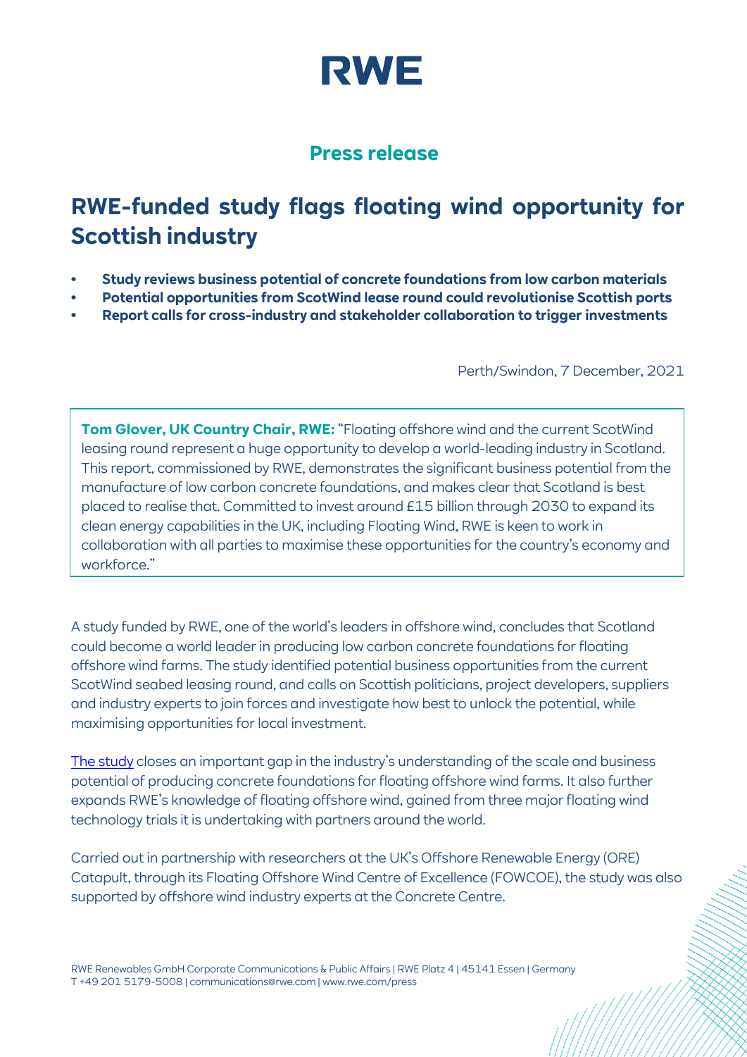RWE

## Press release

# RWE-funded study flags floating wind opportunity for Scottish industry

- **Study reviews business potential of concrete foundations from low carbon materials**
- **Potential opportunities from ScotWind lease round could revolutionise Scottish ports**
- **Report calls for cross-industry and stakeholder collaboration to trigger investments**

Perth/Swindon, 7 December, 2021

**Tom Glover, UK Country Chair, RWE:** "Floating offshore wind and the current ScotWind leasing round represent a huge opportunity to develop a world-leading industry in Scotland. This report, commissioned by RWE, demonstrates the significant business potential from the manufacture of low carbon concrete foundations, and makes clear that Scotland is best placed to realise that. Committed to invest around £15 billion through 2030 to expand its clean energy capabilities in the UK, including Floating Wind, RWE is keen to work in collaboration with all parties to maximise these opportunities for the country's economy and workforce."

A study funded by RWE, one of the world's leaders in offshore wind, concludes that Scotland could become a world leader in producing low carbon concrete foundations for floating offshore wind farms. The study identified potential business opportunities from the current ScotWind seabed leasing round, and calls on Scottish politicians, project developers, suppliers and industry experts to join forces and investigate how best to unlock the potential, while maximising opportunities for local investment.

The study closes an important gap in the industry's understanding of the scale and business potential of producing concrete foundations for floating offshore wind farms. It also further expands RWE's knowledge of floating offshore wind, gained from three major floating wind technology trials it is undertaking with partners around the world.

Carried out in partnership with researchers at the UK's Offshore Renewable Energy (ORE) Catapult, through its Floating Offshore Wind Centre of Excellence (FOWCOE), the study was also supported by offshore wind industry experts at the Concrete Centre.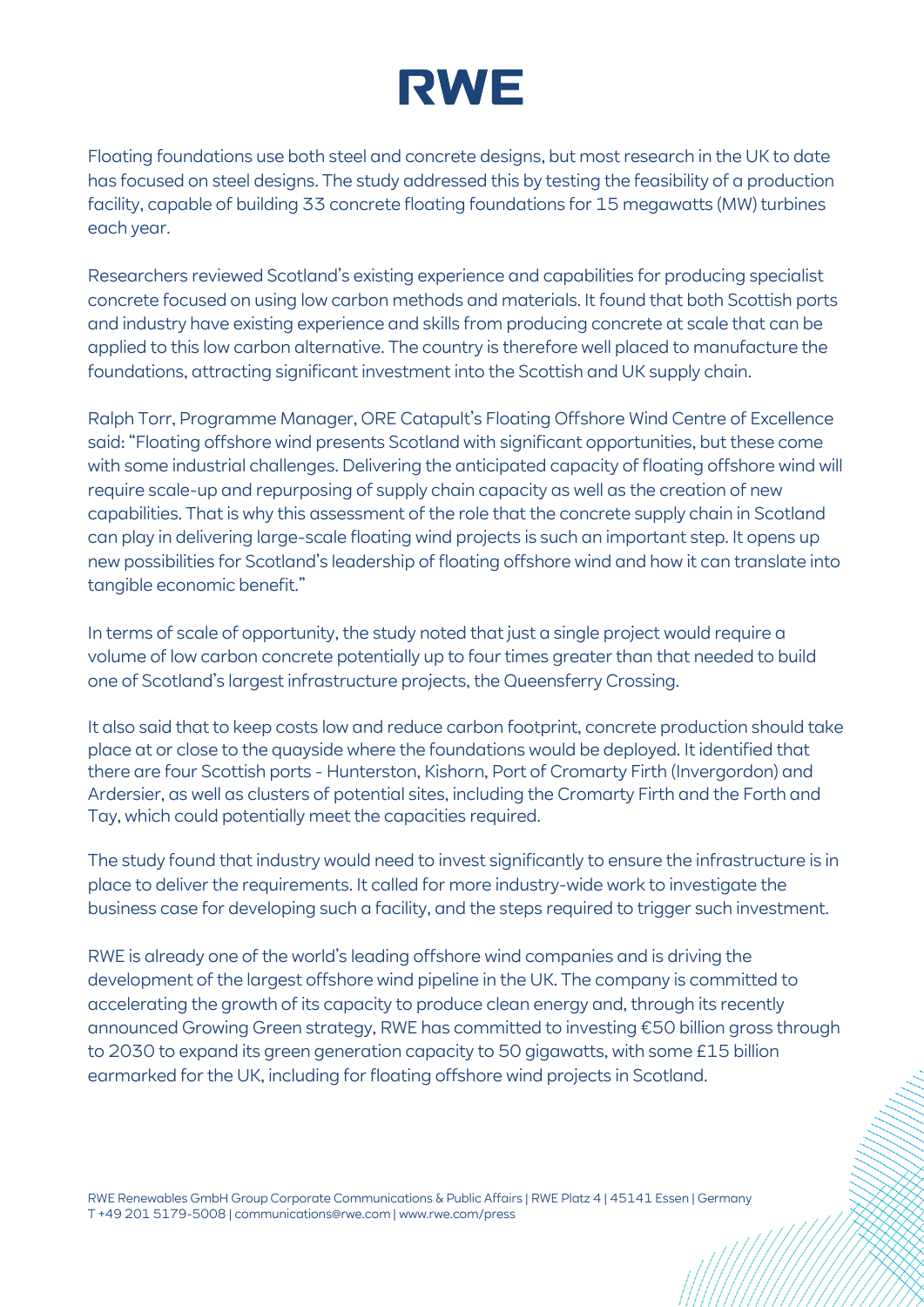Floating foundations use both steel and concrete designs, but most research in the UK to date has focused on steel designs. The study addressed this by testing the feasibility of a production facility, capable of building 33 concrete floating foundations for 15 megawatts (MW) turbines each year.

Researchers reviewed Scotland's existing experience and capabilities for producing specialist concrete focused on using low carbon methods and materials. It found that both Scottish ports and industry have existing experience and skills from producing concrete at scale that can be applied to this low carbon alternative. The country is therefore well placed to manufacture the foundations, attracting significant investment into the Scottish and UK supply chain.

Ralph Torr, Programme Manager, ORE Catapult's Floating Offshore Wind Centre of Excellence said: "Floating offshore wind presents Scotland with significant opportunities, but these come with some industrial challenges. Delivering the anticipated capacity of floating offshore wind will require scale-up and repurposing of supply chain capacity as well as the creation of new capabilities. That is why this assessment of the role that the concrete supply chain in Scotland can play in delivering large-scale floating wind projects is such an important step. It opens up new possibilities for Scotland's leadership of floating offshore wind and how it can translate into tangible economic benefit."

In terms of scale of opportunity, the study noted that just a single project would require a volume of low carbon concrete potentially up to four times greater than that needed to build one of Scotland's largest infrastructure projects, the Queensferry Crossing.

It also said that to keep costs low and reduce carbon footprint, concrete production should take place at or close to the quayside where the foundations would be deployed. It identified that there are four Scottish ports - Hunterston, Kishorn, Port of Cromarty Firth (Invergordon) and Ardersier, as well as clusters of potential sites, including the Cromarty Firth and the Forth and Tay, which could potentially meet the capacities required.

The study found that industry would need to invest significantly to ensure the infrastructure is in place to deliver the requirements. It called for more industry-wide work to investigate the business case for developing such a facility, and the steps required to trigger such investment.

RWE is already one of the world's leading offshore wind companies and is driving the development of the largest offshore wind pipeline in the UK. The company is committed to accelerating the growth of its capacity to produce clean energy and, through its recently announced Growing Green strategy, RWE has committed to investing €50 billion gross through to 2030 to expand its green generation capacity to 50 gigawatts, with some £15 billion earmarked for the UK, including for floating offshore wind projects in Scotland.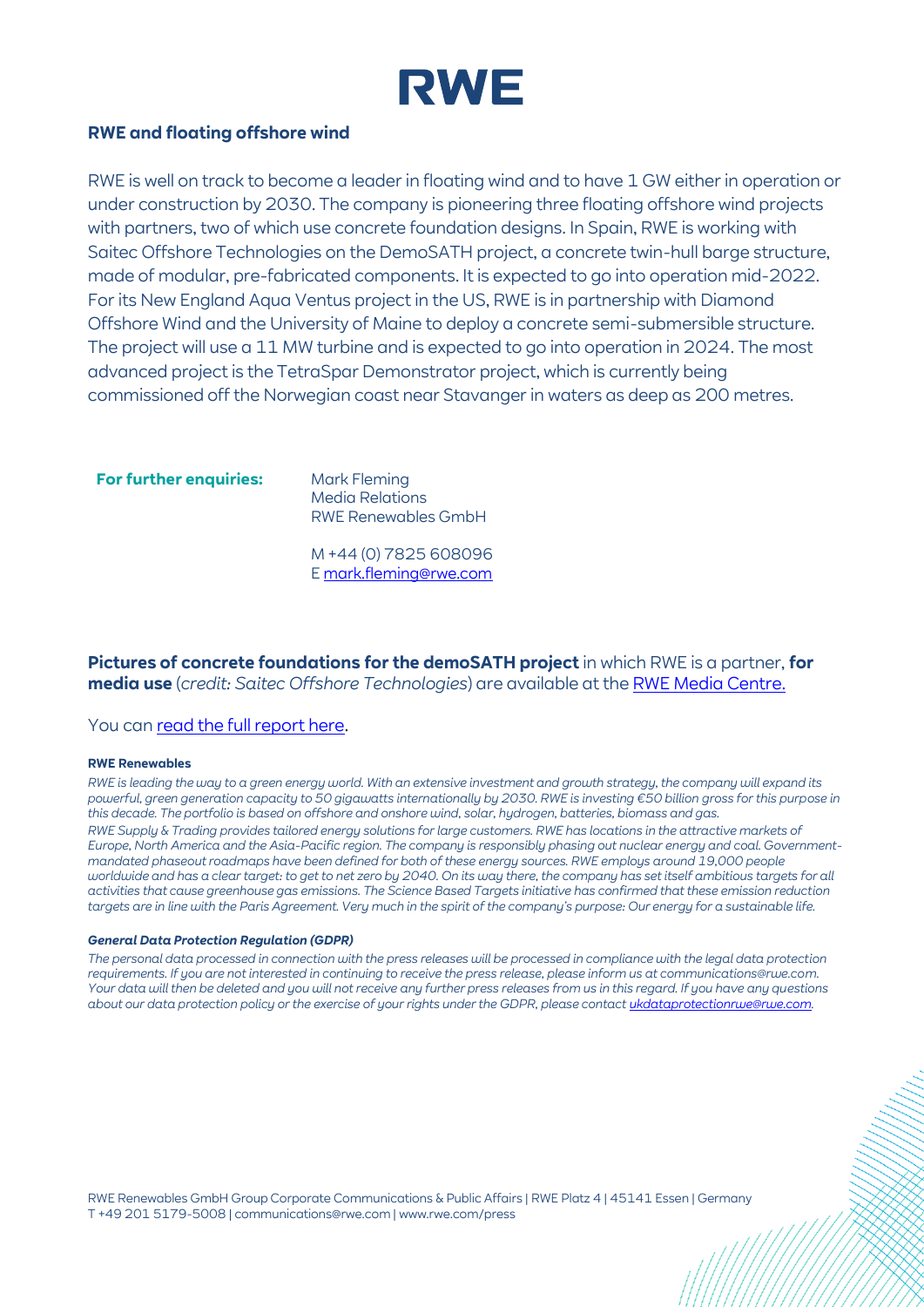RWE

## RWE and floating offshore wind

RWE is well on track to become a leader in floating wind and to have 1 GW either in operation or under construction by 2030. The company is pioneering three floating offshore wind projects with partners, two of which use concrete foundation designs. In Spain, RWE is working with Saitec Offshore Technologies on the DemoSATH project, a concrete twin-hull barge structure, made of modular, pre-fabricated components. It is expected to go into operation mid-2022. For its New England Aqua Ventus project in the US, RWE is in partnership with Diamond Offshore Wind and the University of Maine to deploy a concrete semi-submersible structure. The project will use a 11 MW turbine and is expected to go into operation in 2024. The most advanced project is the TetraSpar Demonstrator project, which is currently being commissioned off the Norwegian coast near Stavanger in waters as deep as 200 metres.

**For further enquiries:**

Mark Fleming
Media Relations
RWE Renewables GmbH

M +44 (0) 7825 608096
E mark.fleming@rwe.com

**Pictures of concrete foundations for the demoSATH project** in which RWE is a partner, **for media use** (*credit: Saitec Offshore Technologies*) are available at the RWE Media Centre.

You can read the full report here.

**RWE Renewables**

*RWE is leading the way to a green energy world. With an extensive investment and growth strategy, the company will expand its powerful, green generation capacity to 50 gigawatts internationally by 2030. RWE is investing €50 billion gross for this purpose in this decade. The portfolio is based on offshore and onshore wind, solar, hydrogen, batteries, biomass and gas. RWE Supply & Trading provides tailored energy solutions for large customers. RWE has locations in the attractive markets of Europe, North America and the Asia-Pacific region. The company is responsibly phasing out nuclear energy and coal. Government-mandated phaseout roadmaps have been defined for both of these energy sources. RWE employs around 19,000 people worldwide and has a clear target: to get to net zero by 2040. On its way there, the company has set itself ambitious targets for all activities that cause greenhouse gas emissions. The Science Based Targets initiative has confirmed that these emission reduction targets are in line with the Paris Agreement. Very much in the spirit of the company's purpose: Our energy for a sustainable life.*

***General Data Protection Regulation (GDPR)***

*The personal data processed in connection with the press releases will be processed in compliance with the legal data protection requirements. If you are not interested in continuing to receive the press release, please inform us at communications@rwe.com. Your data will then be deleted and you will not receive any further press releases from us in this regard. If you have any questions about our data protection policy or the exercise of your rights under the GDPR, please contact ukdataprotectionrwe@rwe.com.*

RWE Renewables GmbH Group Corporate Communications & Public Affairs | RWE Platz 4 | 45141 Essen | Germany
T +49 201 5179-5008 | communications@rwe.com | www.rwe.com/press